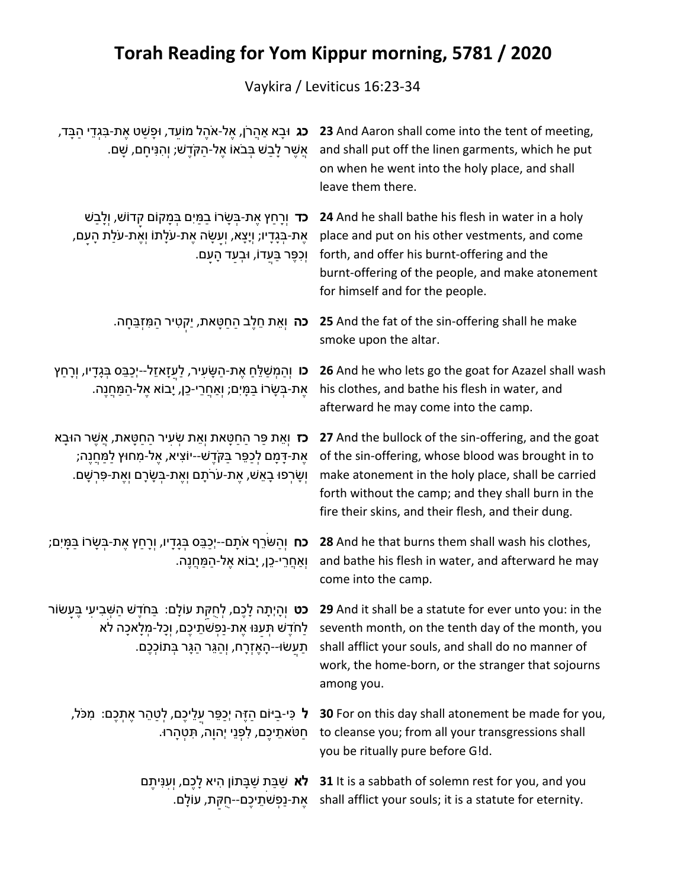# Torah Reading for Yom Kippur morning, 5781 / 2020

Vaykira / Leviticus 16:23-34

| | |
|---|---|
| **כג** וּבָא אַהֲרֹן, אֶל-אֹהֶל מוֹעֵד, וּפָשַׁט אֶת-בִּגְדֵי הַבָּד, אֲשֶׁר לָבַשׁ בְּבֹאוֹ אֶל-הַקֹּדֶשׁ; וְהִנִּיחָם, שָׁם. | **23** And Aaron shall come into the tent of meeting, and shall put off the linen garments, which he put on when he went into the holy place, and shall leave them there. |
| **כד** וְרָחַץ אֶת-בְּשָׂרוֹ בַמַּיִם בְּמָקוֹם קָדוֹשׁ, וְלָבַשׁ אֶת-בְּגָדָיו; וְיָצָא, וְעָשָׂה אֶת-עֹלָתוֹ וְאֶת-עֹלַת הָעָם, וְכִפֶּר בַּעֲדוֹ, וּבְעַד הָעָם. | **24** And he shall bathe his flesh in water in a holy place and put on his other vestments, and come forth, and offer his burnt-offering and the burnt-offering of the people, and make atonement for himself and for the people. |
| **כה** וְאֵת חֵלֶב הַחַטָּאת, יַקְטִיר הַמִּזְבֵּחָה. | **25** And the fat of the sin-offering shall he make smoke upon the altar. |
| **כו** וְהַמְשַׁלֵּחַ אֶת-הַשָּׂעִיר, לַעֲזָאזֵל--יְכַבֵּס בְּגָדָיו, וְרָחַץ אֶת-בְּשָׂרוֹ בַּמָּיִם; וְאַחֲרֵי-כֵן, יָבוֹא אֶל-הַמַּחֲנֶה. | **26** And he who lets go the goat for Azazel shall wash his clothes, and bathe his flesh in water, and afterward he may come into the camp. |
| **כז** וְאֵת פַּר הַחַטָּאת וְאֵת שְׂעִיר הַחַטָּאת, אֲשֶׁר הוּבָא אֶת-דָּמָם לְכַפֵּר בַּקֹּדֶשׁ--יוֹצִיא, אֶל-מִחוּץ לַמַּחֲנֶה; וְשָׂרְפוּ בָאֵשׁ, אֶת-עֹרֹתָם וְאֶת-בְּשָׂרָם וְאֶת-פִּרְשָׁם. | **27** And the bullock of the sin-offering, and the goat of the sin-offering, whose blood was brought in to make atonement in the holy place, shall be carried forth without the camp; and they shall burn in the fire their skins, and their flesh, and their dung. |
| **כח** וְהַשֹּׂרֵף אֹתָם--יְכַבֵּס בְּגָדָיו, וְרָחַץ אֶת-בְּשָׂרוֹ בַּמָּיִם; וְאַחֲרֵי-כֵן, יָבוֹא אֶל-הַמַּחֲנֶה. | **28** And he that burns them shall wash his clothes, and bathe his flesh in water, and afterward he may come into the camp. |
| **כט** וְהָיְתָה לָכֶם, לְחֻקַּת עוֹלָם: בַּחֹדֶשׁ הַשְּׁבִיעִי בֶּעָשׂוֹר לַחֹדֶשׁ תְּעַנּוּ אֶת-נַפְשֹׁתֵיכֶם, וְכָל-מְלָאכָה לֹא תַעֲשׂוּ--הָאֶזְרָח, וְהַגֵּר הַגָּר בְּתוֹכְכֶם. | **29** And it shall be a statute for ever unto you: in the seventh month, on the tenth day of the month, you shall afflict your souls, and shall do no manner of work, the home-born, or the stranger that sojourns among you. |
| **ל** כִּי-בַיּוֹם הַזֶּה יְכַפֵּר עֲלֵיכֶם, לְטַהֵר אֶתְכֶם: מִכֹּל, חַטֹּאתֵיכֶם, לִפְנֵי יְהוָה, תִּטְהָרוּ. | **30** For on this day shall atonement be made for you, to cleanse you; from all your transgressions shall you be ritually pure before G!d. |
| **לא** שַׁבַּת שַׁבָּתוֹן הִיא לָכֶם, וְעִנִּיתֶם אֶת-נַפְשֹׁתֵיכֶם--חֻקַּת, עוֹלָם. | **31** It is a sabbath of solemn rest for you, and you shall afflict your souls; it is a statute for eternity. |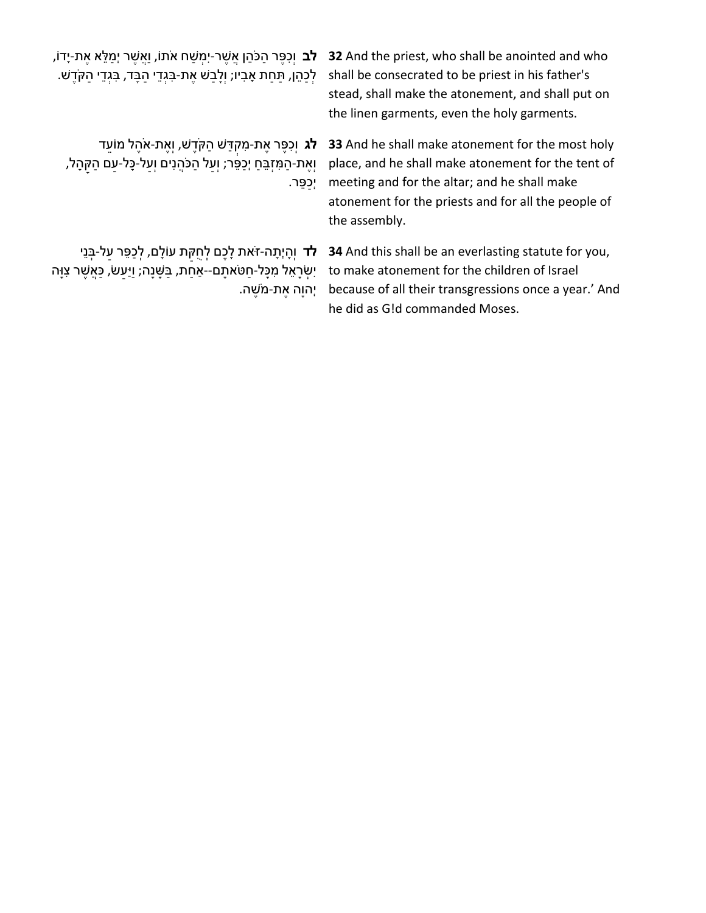**לב** וְכִפֶּר הַכֹּהֵן אֲשֶׁר-יִמְשַׁח אֹתוֹ, וַאֲשֶׁר יְמַלֵּא אֶת-יָדוֹ, לְכַהֵן, תַּחַת אָבִיו; וְלָבַשׁ אֶת-בִּגְדֵי הַבָּד, בִּגְדֵי הַקֹּדֶשׁ.

**32** And the priest, who shall be anointed and who shall be consecrated to be priest in his father's stead, shall make the atonement, and shall put on the linen garments, even the holy garments.

**לג** וְכִפֶּר אֶת-מִקְדַּשׁ הַקֹּדֶשׁ, וְאֶת-אֹהֶל מוֹעֵד וְאֶת-הַמִּזְבֵּחַ יְכַפֵּר; וְעַל הַכֹּהֲנִים וְעַל-כָּל-עַם הַקָּהָל, יְכַפֵּר.

**33** And he shall make atonement for the most holy place, and he shall make atonement for the tent of meeting and for the altar; and he shall make atonement for the priests and for all the people of the assembly.

**לד** וְהָיְתָה-זֹּאת לָכֶם לְחֻקַּת עוֹלָם, לְכַפֵּר עַל-בְּנֵי יִשְׂרָאֵל מִכָּל-חַטֹּאתָם--אַחַת, בַּשָּׁנָה; וַיַּעַשׂ, כַּאֲשֶׁר צִוָּה יְהוָה אֶת-מֹשֶׁה.

**34** And this shall be an everlasting statute for you, to make atonement for the children of Israel because of all their transgressions once a year.' And he did as G!d commanded Moses.